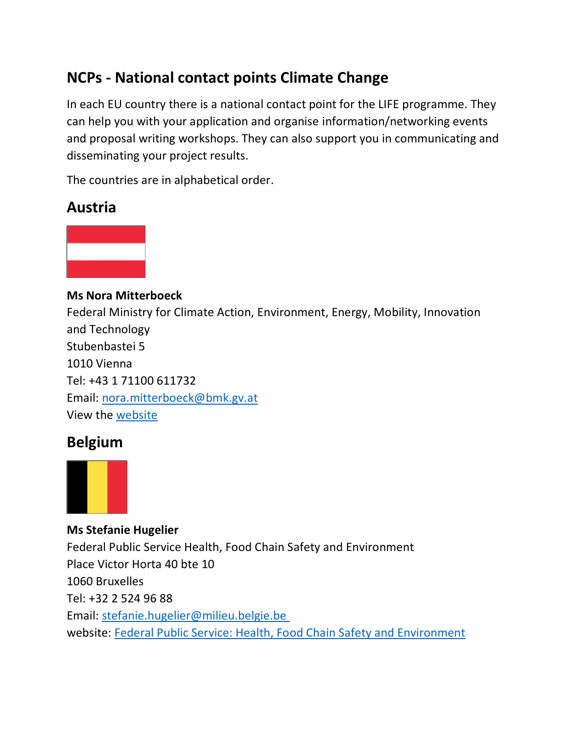## NCPs - National contact points Climate Change

In each EU country there is a national contact point for the LIFE programme. They can help you with your application and organise information/networking events and proposal writing workshops. They can also support you in communicating and disseminating your project results.

The countries are in alphabetical order.

## Austria

**Ms Nora Mitterboeck**
Federal Ministry for Climate Action, Environment, Energy, Mobility, Innovation and Technology
Stubenbastei 5
1010 Vienna
Tel: +43 1 71100 611732
Email: nora.mitterboeck@bmk.gv.at
View the website

## Belgium

**Ms Stefanie Hugelier**
Federal Public Service Health, Food Chain Safety and Environment
Place Victor Horta 40 bte 10
1060 Bruxelles
Tel: +32 2 524 96 88
Email: stefanie.hugelier@milieu.belgie.be
website: Federal Public Service: Health, Food Chain Safety and Environment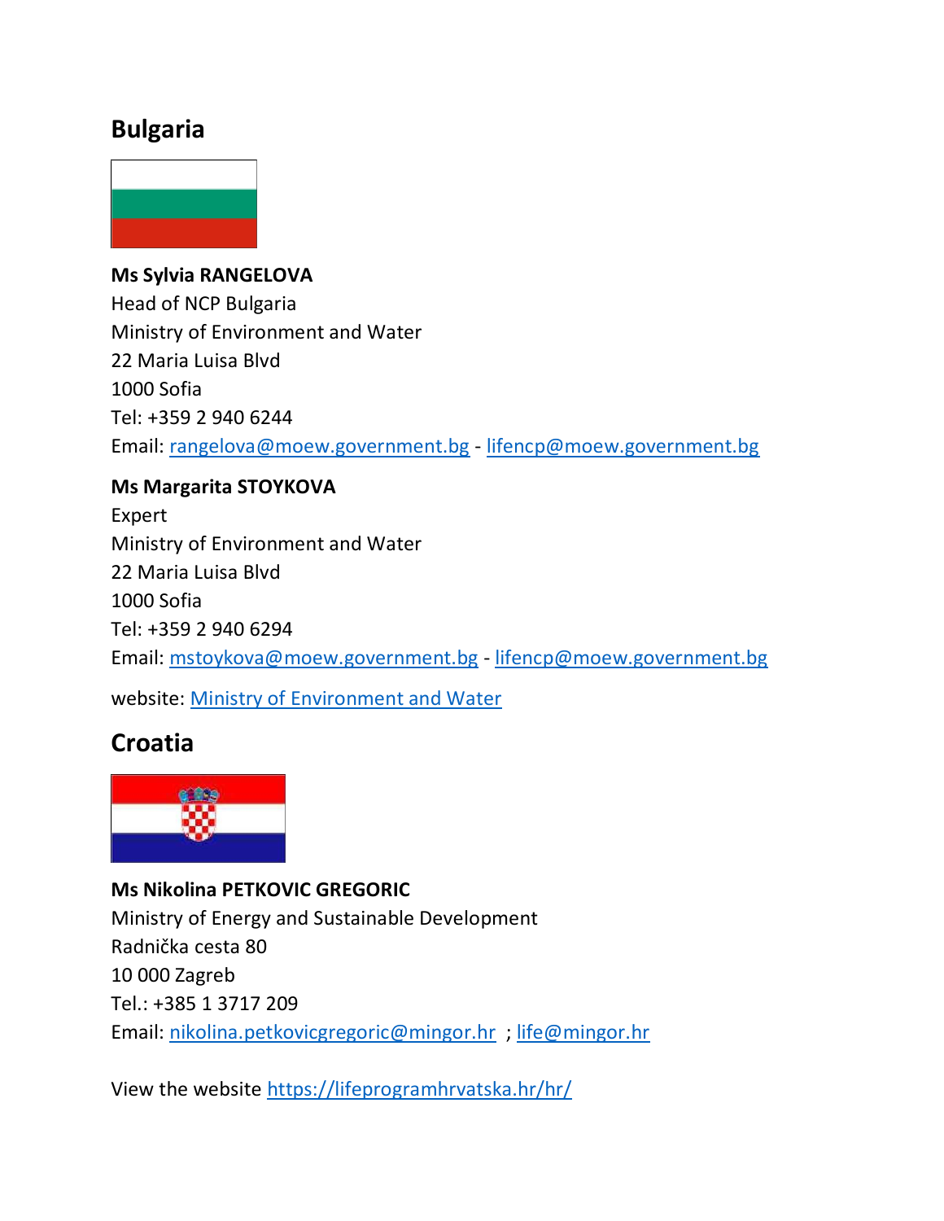## Bulgaria

**Ms Sylvia RANGELOVA**
Head of NCP Bulgaria
Ministry of Environment and Water
22 Maria Luisa Blvd
1000 Sofia
Tel: +359 2 940 6244
Email: rangelova@moew.government.bg - lifencp@moew.government.bg

**Ms Margarita STOYKOVA**
Expert
Ministry of Environment and Water
22 Maria Luisa Blvd
1000 Sofia
Tel: +359 2 940 6294
Email: mstoykova@moew.government.bg - lifencp@moew.government.bg

website: Ministry of Environment and Water

## Croatia

**Ms Nikolina PETKOVIC GREGORIC**
Ministry of Energy and Sustainable Development
Radnička cesta 80
10 000 Zagreb
Tel.: +385 1 3717 209
Email: nikolina.petkovicgregoric@mingor.hr ; life@mingor.hr

View the website https://lifeprogramhrvatska.hr/hr/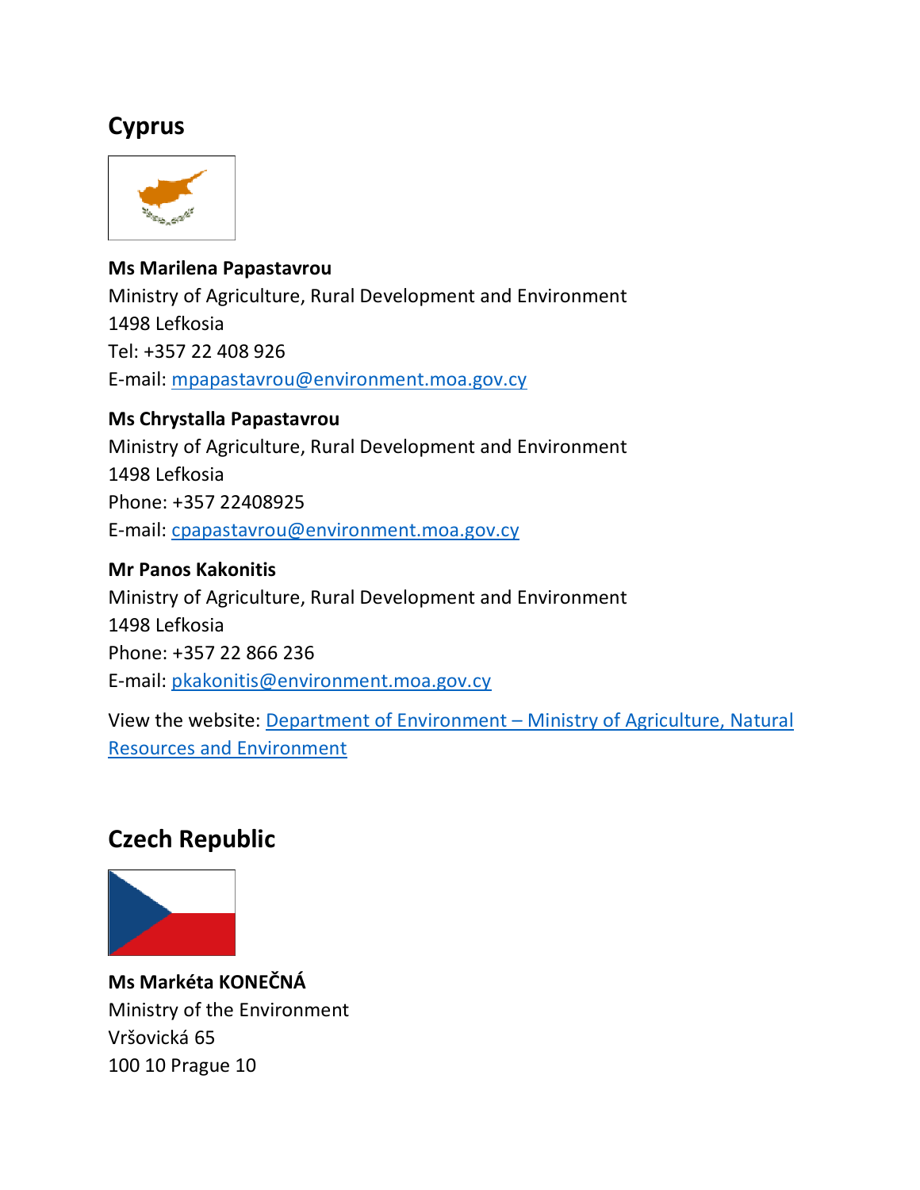## Cyprus

**Ms Marilena Papastavrou**
Ministry of Agriculture, Rural Development and Environment
1498 Lefkosia
Tel: +357 22 408 926
E-mail: mpapastavrou@environment.moa.gov.cy

**Ms Chrystalla Papastavrou**
Ministry of Agriculture, Rural Development and Environment
1498 Lefkosia
Phone: +357 22408925
E-mail: cpapastavrou@environment.moa.gov.cy

**Mr Panos Kakonitis**
Ministry of Agriculture, Rural Development and Environment
1498 Lefkosia
Phone: +357 22 866 236
E-mail: pkakonitis@environment.moa.gov.cy

View the website: Department of Environment – Ministry of Agriculture, Natural Resources and Environment

## Czech Republic

**Ms Markéta KONEČNÁ**
Ministry of the Environment
Vršovická 65
100 10 Prague 10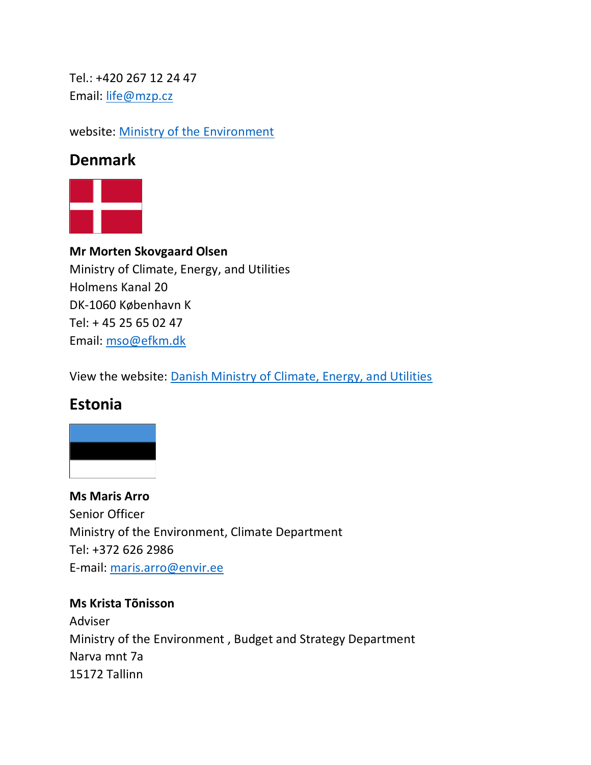Tel.: +420 267 12 24 47
Email: [life@mzp.cz](mailto:life@mzp.cz)

website: [Ministry of the Environment]()

## Denmark

**Mr Morten Skovgaard Olsen**
Ministry of Climate, Energy, and Utilities
Holmens Kanal 20
DK-1060 København K
Tel: + 45 25 65 02 47
Email: [mso@efkm.dk](mailto:mso@efkm.dk)

View the website: [Danish Ministry of Climate, Energy, and Utilities]()

## Estonia

**Ms Maris Arro**
Senior Officer
Ministry of the Environment, Climate Department
Tel: +372 626 2986
E-mail: [maris.arro@envir.ee](mailto:maris.arro@envir.ee)

**Ms Krista Tõnisson**
Adviser
Ministry of the Environment , Budget and Strategy Department
Narva mnt 7a
15172 Tallinn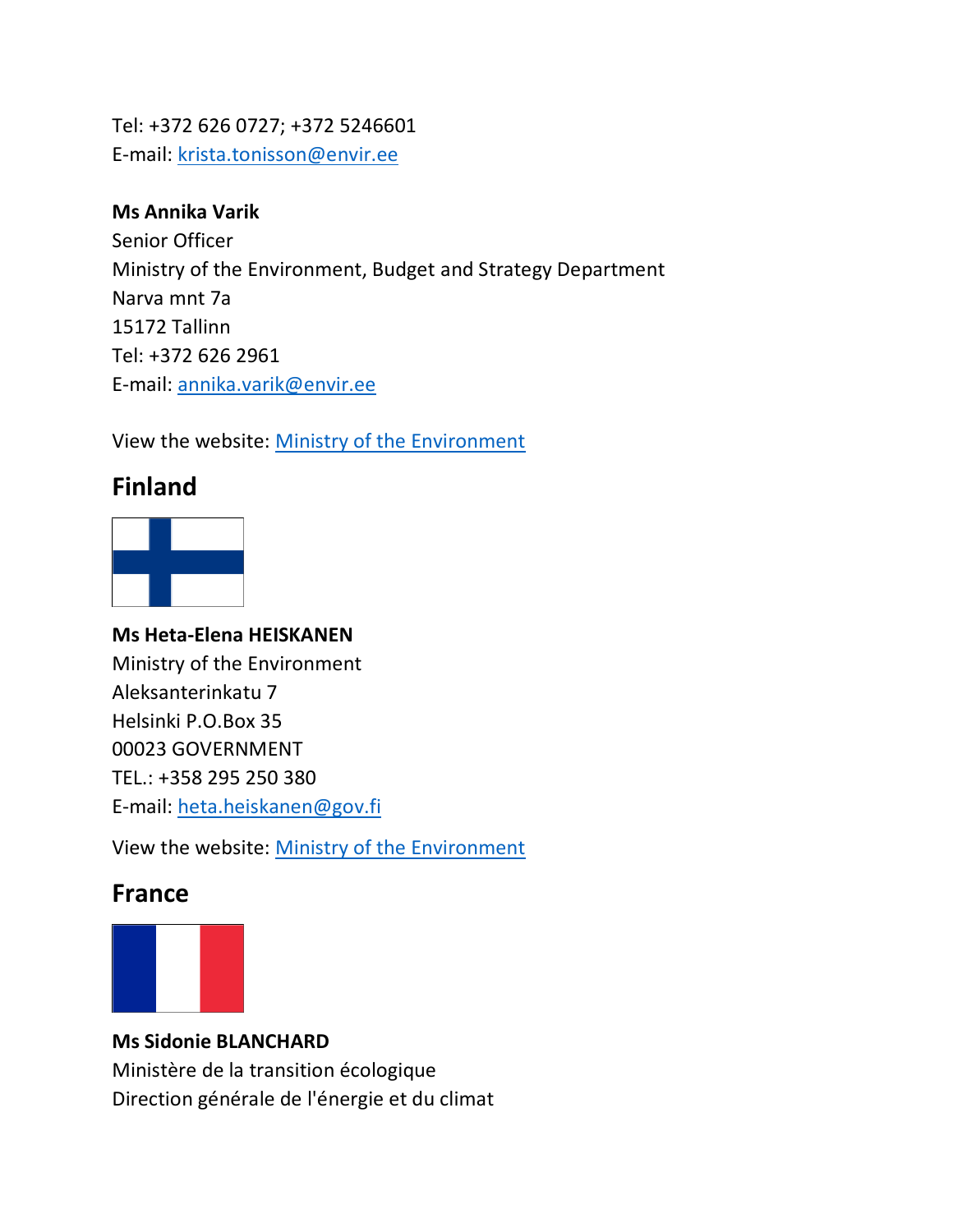Tel: +372 626 0727; +372 5246601
E-mail: [krista.tonisson@envir.ee](mailto:krista.tonisson@envir.ee)

**Ms Annika Varik**
Senior Officer
Ministry of the Environment, Budget and Strategy Department
Narva mnt 7a
15172 Tallinn
Tel: +372 626 2961
E-mail: [annika.varik@envir.ee](mailto:annika.varik@envir.ee)

View the website: Ministry of the Environment

## Finland

**Ms Heta-Elena HEISKANEN**
Ministry of the Environment
Aleksanterinkatu 7
Helsinki P.O.Box 35
00023 GOVERNMENT
TEL.: +358 295 250 380
E-mail: [heta.heiskanen@gov.fi](mailto:heta.heiskanen@gov.fi)

View the website: Ministry of the Environment

## France

**Ms Sidonie BLANCHARD**
Ministère de la transition écologique
Direction générale de l'énergie et du climat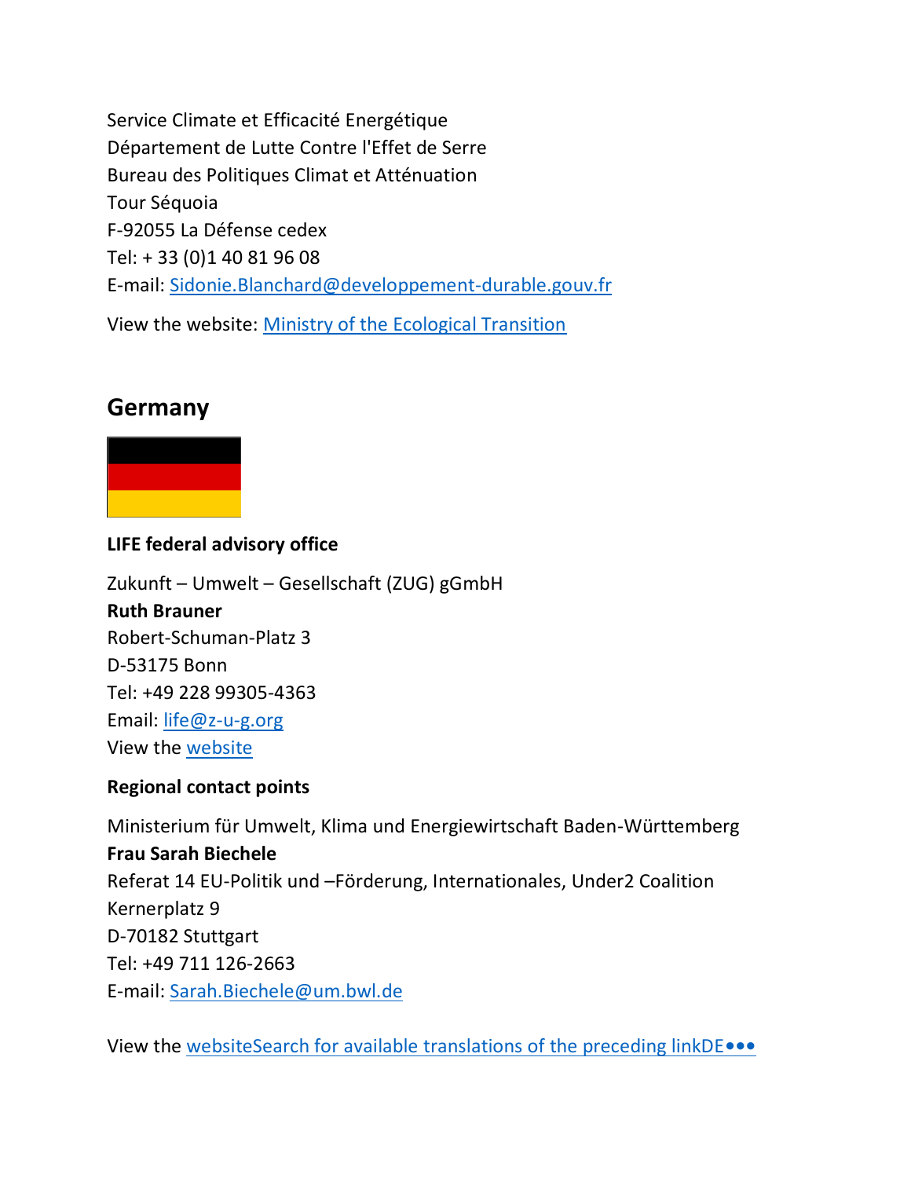Service Climate et Efficacité Energétique
Département de Lutte Contre l'Effet de Serre
Bureau des Politiques Climat et Atténuation
Tour Séquoia
F-92055 La Défense cedex
Tel: + 33 (0)1 40 81 96 08
E-mail: Sidonie.Blanchard@developpement-durable.gouv.fr

View the website: Ministry of the Ecological Transition

## Germany

**LIFE federal advisory office**

Zukunft – Umwelt – Gesellschaft (ZUG) gGmbH
**Ruth Brauner**
Robert-Schuman-Platz 3
D-53175 Bonn
Tel: +49 228 99305-4363
Email: life@z-u-g.org
View the website

**Regional contact points**

Ministerium für Umwelt, Klima und Energiewirtschaft Baden-Württemberg
**Frau Sarah Biechele**
Referat 14 EU-Politik und –Förderung, Internationales, Under2 Coalition
Kernerplatz 9
D-70182 Stuttgart
Tel: +49 711 126-2663
E-mail: Sarah.Biechele@um.bwl.de

View the websiteSearch for available translations of the preceding linkDE•••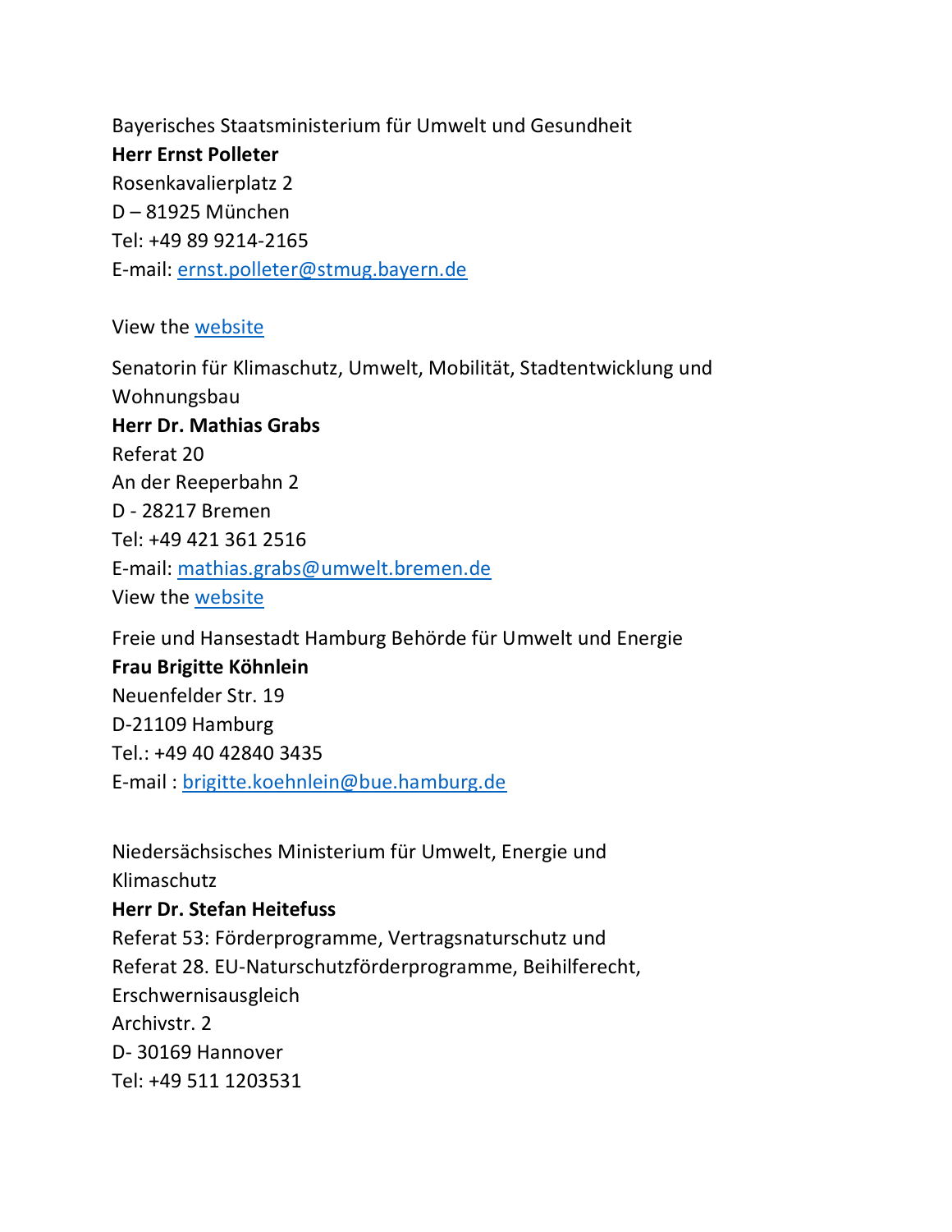Bayerisches Staatsministerium für Umwelt und Gesundheit
**Herr Ernst Polleter**
Rosenkavalierplatz 2
D – 81925 München
Tel: +49 89 9214-2165
E-mail: [ernst.polleter@stmug.bayern.de](mailto:ernst.polleter@stmug.bayern.de)

View the [website]()

Senatorin für Klimaschutz, Umwelt, Mobilität, Stadtentwicklung und Wohnungsbau
**Herr Dr. Mathias Grabs**
Referat 20
An der Reeperbahn 2
D - 28217 Bremen
Tel: +49 421 361 2516
E-mail: [mathias.grabs@umwelt.bremen.de](mailto:mathias.grabs@umwelt.bremen.de)
View the [website]()

Freie und Hansestadt Hamburg Behörde für Umwelt und Energie
**Frau Brigitte Köhnlein**
Neuenfelder Str. 19
D-21109 Hamburg
Tel.: +49 40 42840 3435
E-mail : [brigitte.koehnlein@bue.hamburg.de](mailto:brigitte.koehnlein@bue.hamburg.de)

Niedersächsisches Ministerium für Umwelt, Energie und Klimaschutz
**Herr Dr. Stefan Heitefuss**
Referat 53: Förderprogramme, Vertragsnaturschutz und
Referat 28. EU-Naturschutzförderprogramme, Beihilferecht, Erschwernisausgleich
Archivstr. 2
D- 30169 Hannover
Tel: +49 511 1203531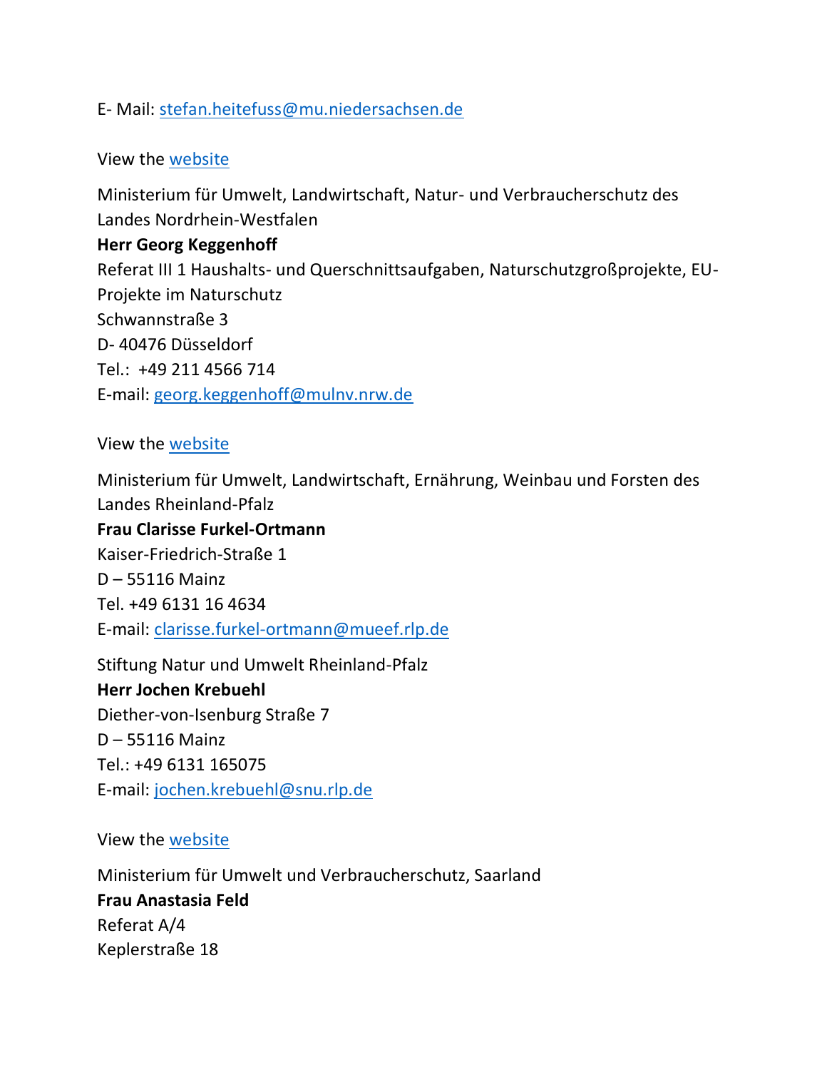E- Mail: stefan.heitefuss@mu.niedersachsen.de

View the website

Ministerium für Umwelt, Landwirtschaft, Natur- und Verbraucherschutz des Landes Nordrhein-Westfalen
**Herr Georg Keggenhoff**
Referat III 1 Haushalts- und Querschnittsaufgaben, Naturschutzgroßprojekte, EU-Projekte im Naturschutz
Schwannstraße 3
D- 40476 Düsseldorf
Tel.: +49 211 4566 714
E-mail: georg.keggenhoff@mulnv.nrw.de

View the website

Ministerium für Umwelt, Landwirtschaft, Ernährung, Weinbau und Forsten des Landes Rheinland-Pfalz
**Frau Clarisse Furkel-Ortmann**
Kaiser-Friedrich-Straße 1
D – 55116 Mainz
Tel. +49 6131 16 4634
E-mail: clarisse.furkel-ortmann@mueef.rlp.de

Stiftung Natur und Umwelt Rheinland-Pfalz
**Herr Jochen Krebuehl**
Diether-von-Isenburg Straße 7
D – 55116 Mainz
Tel.: +49 6131 165075
E-mail: jochen.krebuehl@snu.rlp.de

View the website

Ministerium für Umwelt und Verbraucherschutz, Saarland
**Frau Anastasia Feld**
Referat A/4
Keplerstraße 18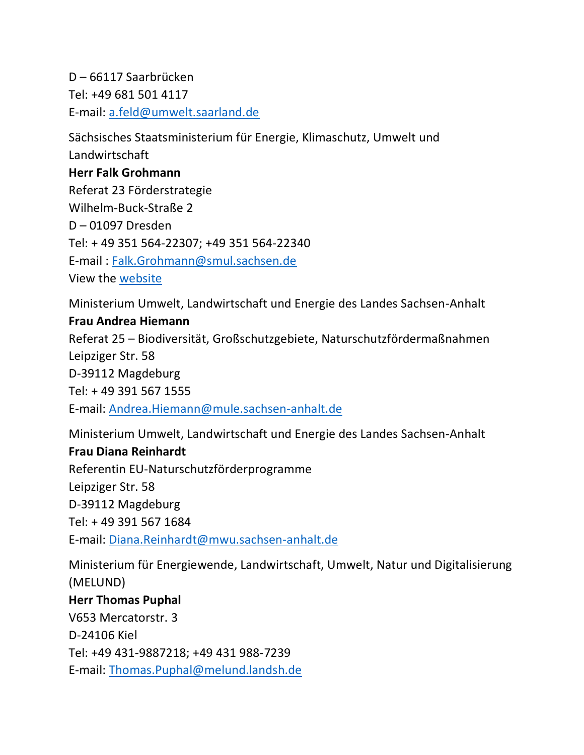D – 66117 Saarbrücken
Tel: +49 681 501 4117
E-mail: a.feld@umwelt.saarland.de

Sächsisches Staatsministerium für Energie, Klimaschutz, Umwelt und Landwirtschaft
**Herr Falk Grohmann**
Referat 23 Förderstrategie
Wilhelm-Buck-Straße 2
D – 01097 Dresden
Tel: + 49 351 564-22307; +49 351 564-22340
E-mail : Falk.Grohmann@smul.sachsen.de
View the website

Ministerium Umwelt, Landwirtschaft und Energie des Landes Sachsen-Anhalt
**Frau Andrea Hiemann**
Referat 25 – Biodiversität, Großschutzgebiete, Naturschutzfördermaßnahmen
Leipziger Str. 58
D-39112 Magdeburg
Tel: + 49 391 567 1555
E-mail: Andrea.Hiemann@mule.sachsen-anhalt.de

Ministerium Umwelt, Landwirtschaft und Energie des Landes Sachsen-Anhalt
**Frau Diana Reinhardt**
Referentin EU-Naturschutzförderprogramme
Leipziger Str. 58
D-39112 Magdeburg
Tel: + 49 391 567 1684
E-mail: Diana.Reinhardt@mwu.sachsen-anhalt.de

Ministerium für Energiewende, Landwirtschaft, Umwelt, Natur und Digitalisierung (MELUND)
**Herr Thomas Puphal**
V653 Mercatorstr. 3
D-24106 Kiel
Tel: +49 431-9887218; +49 431 988-7239
E-mail: Thomas.Puphal@melund.landsh.de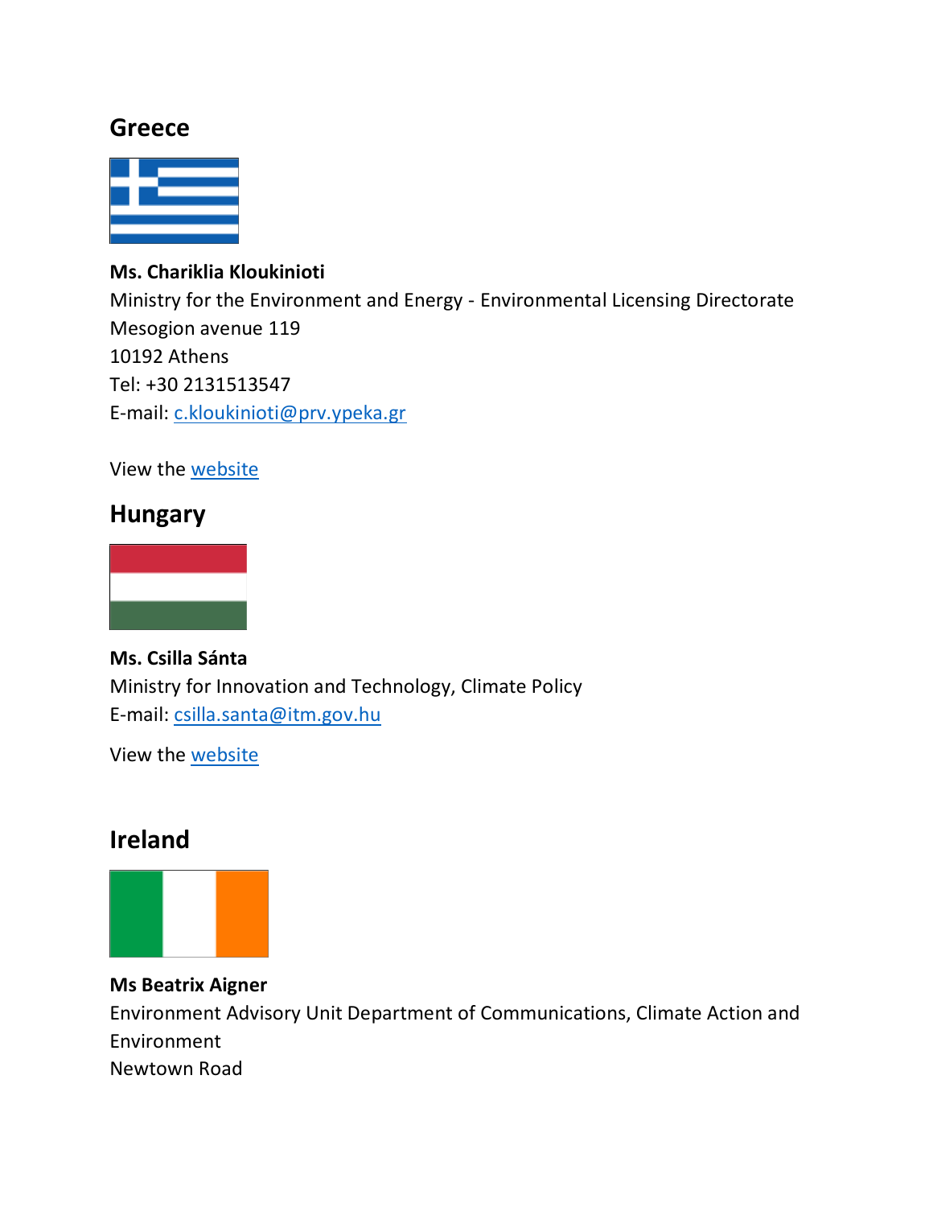## Greece

**Ms. Chariklia Kloukinioti**
Ministry for the Environment and Energy - Environmental Licensing Directorate
Mesogion avenue 119
10192 Athens
Tel: +30 2131513547
E-mail: c.kloukinioti@prv.ypeka.gr

View the website

## Hungary

**Ms. Csilla Sánta**
Ministry for Innovation and Technology, Climate Policy
E-mail: csilla.santa@itm.gov.hu

View the website

## Ireland

**Ms Beatrix Aigner**
Environment Advisory Unit Department of Communications, Climate Action and Environment
Newtown Road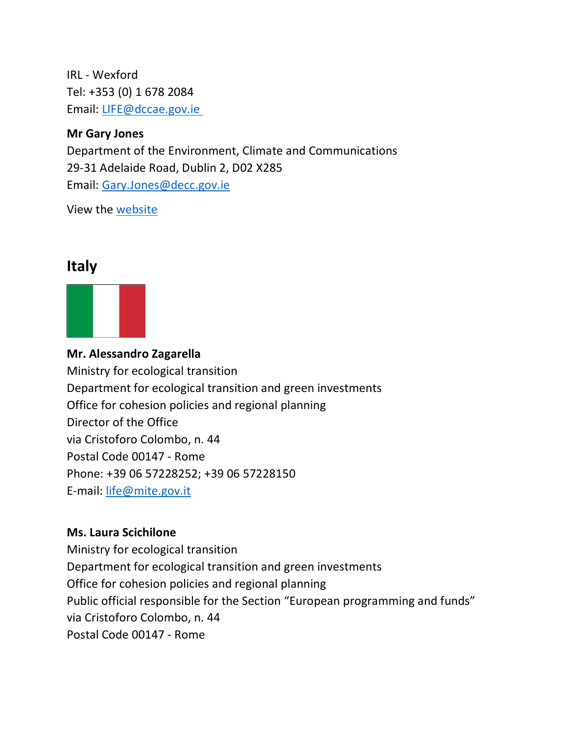IRL - Wexford
Tel: +353 (0) 1 678 2084
Email: LIFE@dccae.gov.ie

**Mr Gary Jones**
Department of the Environment, Climate and Communications
29-31 Adelaide Road, Dublin 2, D02 X285
Email: Gary.Jones@decc.gov.ie

View the website

## Italy

**Mr. Alessandro Zagarella**
Ministry for ecological transition
Department for ecological transition and green investments
Office for cohesion policies and regional planning
Director of the Office
via Cristoforo Colombo, n. 44
Postal Code 00147 - Rome
Phone: +39 06 57228252; +39 06 57228150
E-mail: life@mite.gov.it

**Ms. Laura Scichilone**
Ministry for ecological transition
Department for ecological transition and green investments
Office for cohesion policies and regional planning
Public official responsible for the Section "European programming and funds"
via Cristoforo Colombo, n. 44
Postal Code 00147 - Rome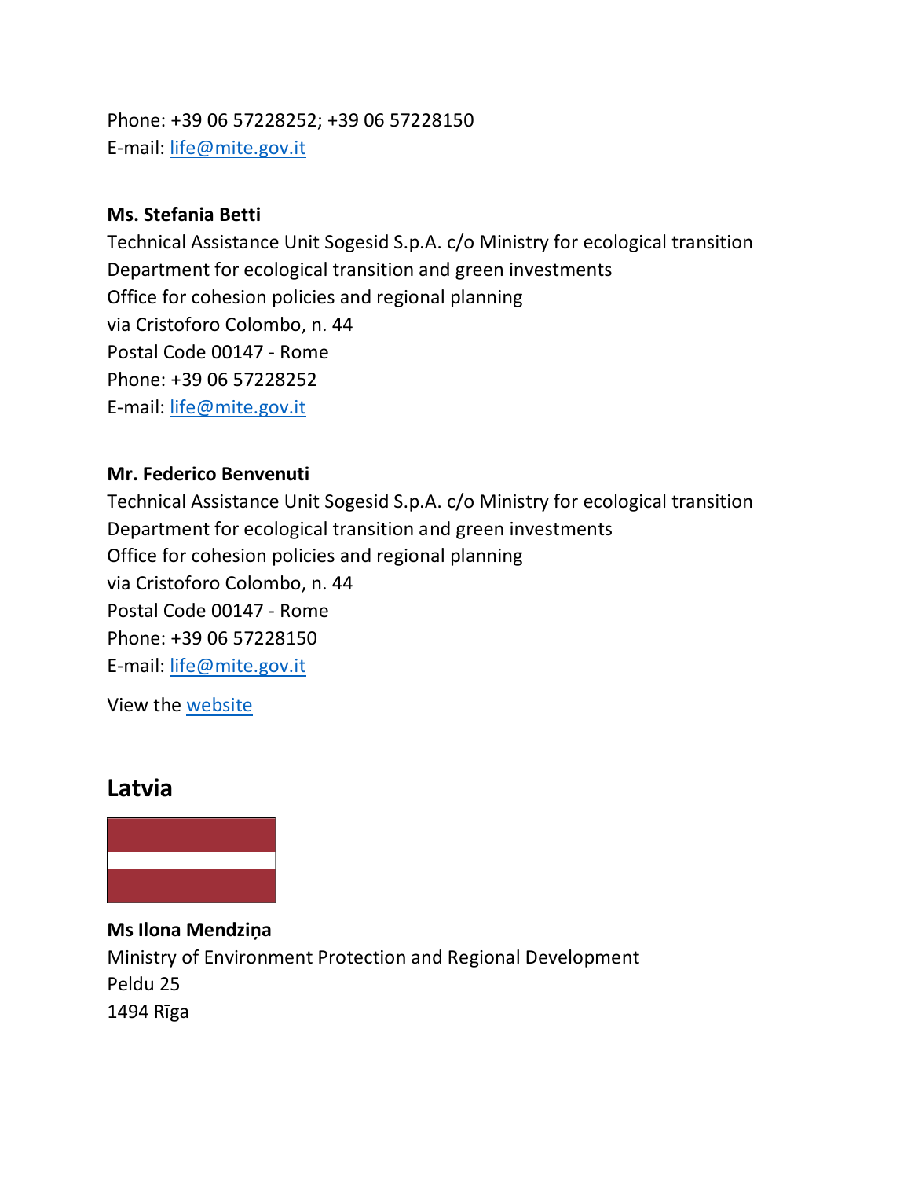Phone: +39 06 57228252; +39 06 57228150
E-mail: [life@mite.gov.it](mailto:life@mite.gov.it)

**Ms. Stefania Betti**
Technical Assistance Unit Sogesid S.p.A. c/o Ministry for ecological transition
Department for ecological transition and green investments
Office for cohesion policies and regional planning
via Cristoforo Colombo, n. 44
Postal Code 00147 - Rome
Phone: +39 06 57228252
E-mail: [life@mite.gov.it](mailto:life@mite.gov.it)

**Mr. Federico Benvenuti**
Technical Assistance Unit Sogesid S.p.A. c/o Ministry for ecological transition
Department for ecological transition and green investments
Office for cohesion policies and regional planning
via Cristoforo Colombo, n. 44
Postal Code 00147 - Rome
Phone: +39 06 57228150
E-mail: [life@mite.gov.it](mailto:life@mite.gov.it)

View the website

## Latvia

**Ms Ilona Mendziņa**
Ministry of Environment Protection and Regional Development
Peldu 25
1494 Rīga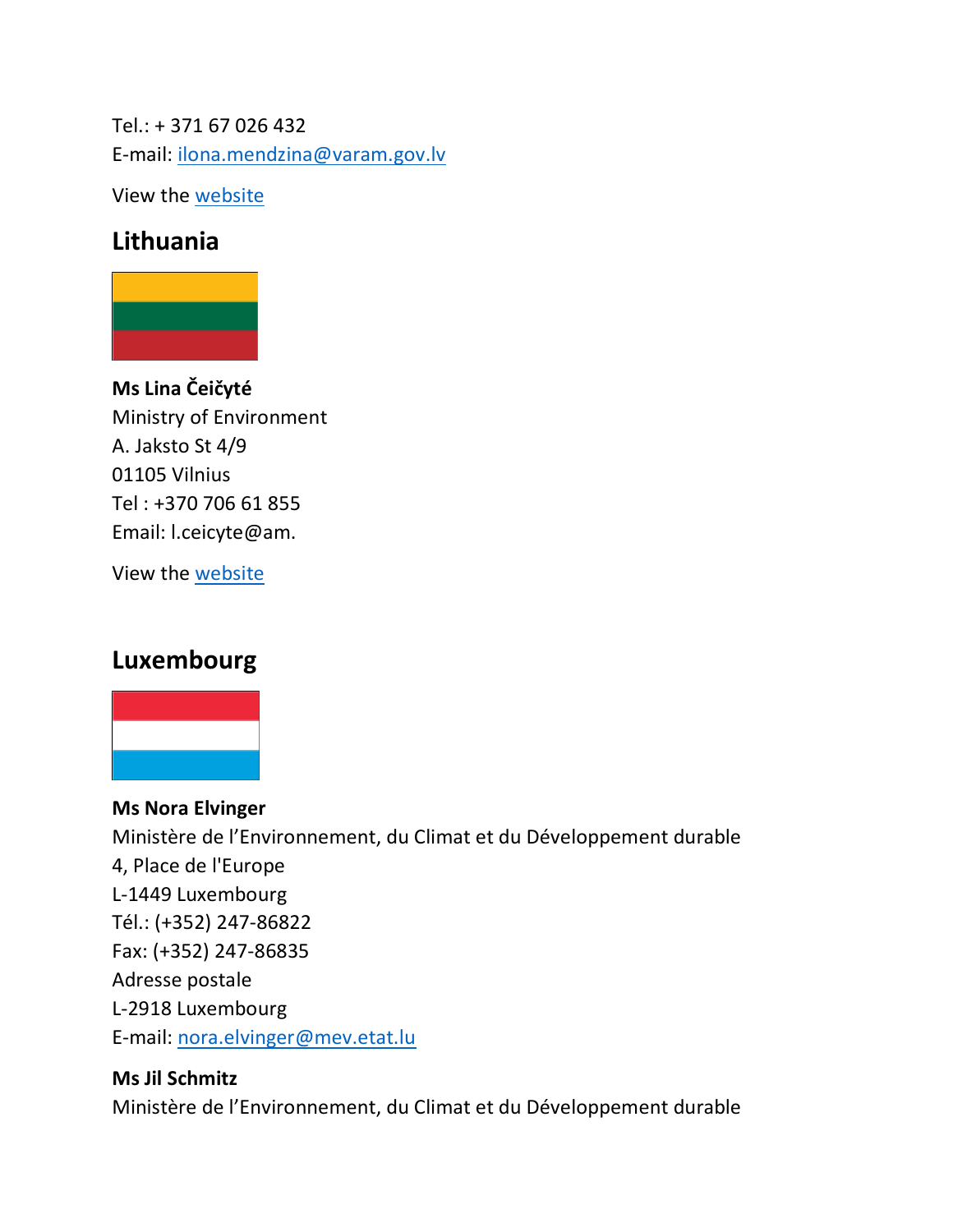Tel.: + 371 67 026 432
E-mail: ilona.mendzina@varam.gov.lv

View the website

## Lithuania

**Ms Lina Čeičyté**
Ministry of Environment
A. Jaksto St 4/9
01105 Vilnius
Tel : +370 706 61 855
Email: l.ceicyte@am.

View the website

## Luxembourg

**Ms Nora Elvinger**
Ministère de l'Environnement, du Climat et du Développement durable
4, Place de l'Europe
L-1449 Luxembourg
Tél.: (+352) 247-86822
Fax: (+352) 247-86835
Adresse postale
L-2918 Luxembourg
E-mail: nora.elvinger@mev.etat.lu

**Ms Jil Schmitz**
Ministère de l'Environnement, du Climat et du Développement durable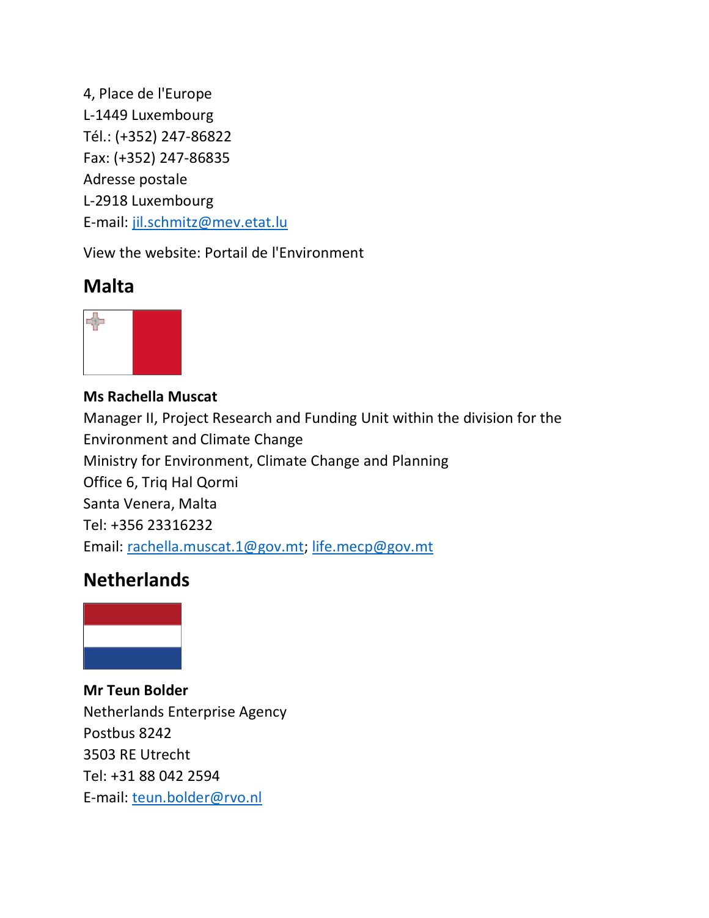4, Place de l'Europe
L-1449 Luxembourg
Tél.: (+352) 247-86822
Fax: (+352) 247-86835
Adresse postale
L-2918 Luxembourg
E-mail: jil.schmitz@mev.etat.lu

View the website: Portail de l'Environment

## Malta

**Ms Rachella Muscat**
Manager II, Project Research and Funding Unit within the division for the Environment and Climate Change
Ministry for Environment, Climate Change and Planning
Office 6, Triq Hal Qormi
Santa Venera, Malta
Tel: +356 23316232
Email: rachella.muscat.1@gov.mt; life.mecp@gov.mt

## Netherlands

**Mr Teun Bolder**
Netherlands Enterprise Agency
Postbus 8242
3503 RE Utrecht
Tel: +31 88 042 2594
E-mail: teun.bolder@rvo.nl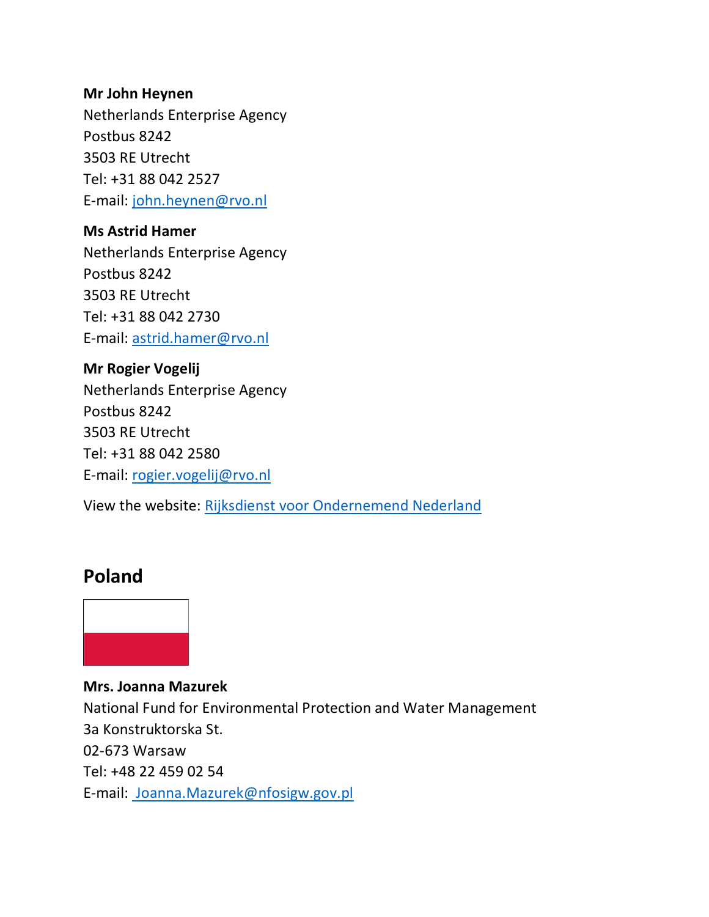**Mr John Heynen**
Netherlands Enterprise Agency
Postbus 8242
3503 RE Utrecht
Tel: +31 88 042 2527
E-mail: [john.heynen@rvo.nl](mailto:john.heynen@rvo.nl)

**Ms Astrid Hamer**
Netherlands Enterprise Agency
Postbus 8242
3503 RE Utrecht
Tel: +31 88 042 2730
E-mail: [astrid.hamer@rvo.nl](mailto:astrid.hamer@rvo.nl)

**Mr Rogier Vogelij**
Netherlands Enterprise Agency
Postbus 8242
3503 RE Utrecht
Tel: +31 88 042 2580
E-mail: [rogier.vogelij@rvo.nl](mailto:rogier.vogelij@rvo.nl)

View the website: Rijksdienst voor Ondernemend Nederland

## Poland

**Mrs. Joanna Mazurek**
National Fund for Environmental Protection and Water Management
3a Konstruktorska St.
02-673 Warsaw
Tel: +48 22 459 02 54
E-mail: [Joanna.Mazurek@nfosigw.gov.pl](mailto:Joanna.Mazurek@nfosigw.gov.pl)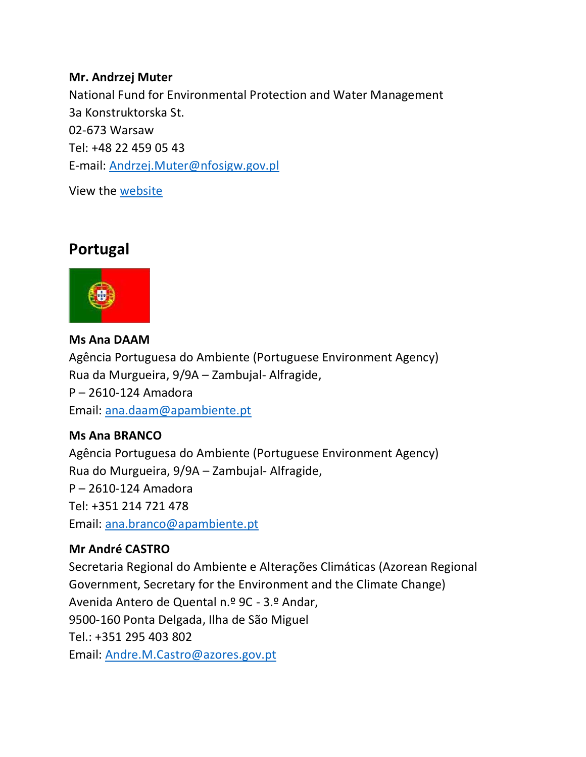**Mr. Andrzej Muter**
National Fund for Environmental Protection and Water Management
3a Konstruktorska St.
02-673 Warsaw
Tel: +48 22 459 05 43
E-mail: Andrzej.Muter@nfosigw.gov.pl

View the website

## Portugal

**Ms Ana DAAM**
Agência Portuguesa do Ambiente (Portuguese Environment Agency)
Rua da Murgueira, 9/9A – Zambujal- Alfragide,
P – 2610-124 Amadora
Email: ana.daam@apambiente.pt

**Ms Ana BRANCO**
Agência Portuguesa do Ambiente (Portuguese Environment Agency)
Rua do Murgueira, 9/9A – Zambujal- Alfragide,
P – 2610-124 Amadora
Tel: +351 214 721 478
Email: ana.branco@apambiente.pt

**Mr André CASTRO**
Secretaria Regional do Ambiente e Alterações Climáticas (Azorean Regional Government, Secretary for the Environment and the Climate Change)
Avenida Antero de Quental n.º 9C - 3.º Andar,
9500-160 Ponta Delgada, Ilha de São Miguel
Tel.: +351 295 403 802
Email: Andre.M.Castro@azores.gov.pt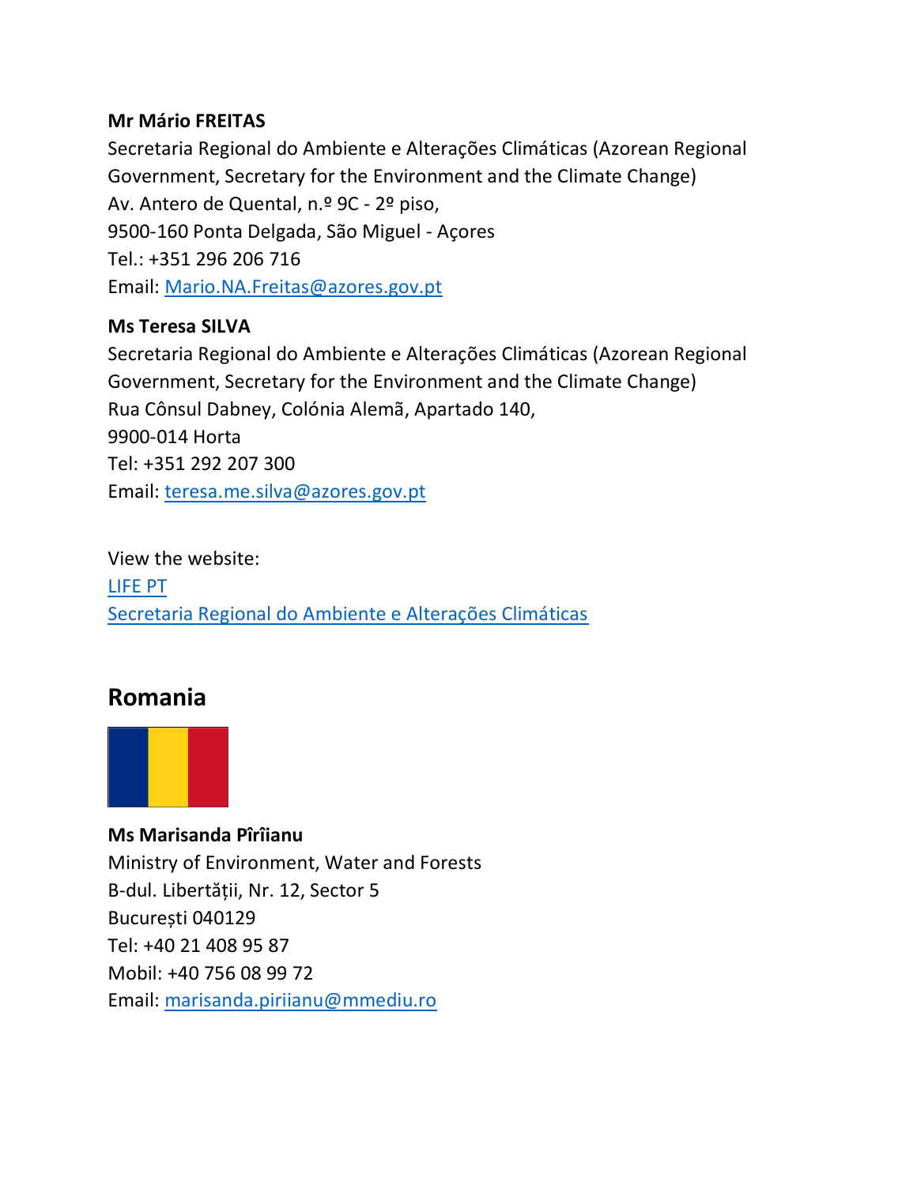**Mr Mário FREITAS**
Secretaria Regional do Ambiente e Alterações Climáticas (Azorean Regional Government, Secretary for the Environment and the Climate Change)
Av. Antero de Quental, n.º 9C - 2º piso,
9500-160 Ponta Delgada, São Miguel - Açores
Tel.: +351 296 206 716
Email: Mario.NA.Freitas@azores.gov.pt

**Ms Teresa SILVA**
Secretaria Regional do Ambiente e Alterações Climáticas (Azorean Regional Government, Secretary for the Environment and the Climate Change)
Rua Cônsul Dabney, Colónia Alemã, Apartado 140,
9900-014 Horta
Tel: +351 292 207 300
Email: teresa.me.silva@azores.gov.pt

View the website:
LIFE PT
Secretaria Regional do Ambiente e Alterações Climáticas

## Romania

**Ms Marisanda Pîrîianu**
Ministry of Environment, Water and Forests
B-dul. Libertății, Nr. 12, Sector 5
București 040129
Tel: +40 21 408 95 87
Mobil: +40 756 08 99 72
Email: marisanda.piriianu@mmediu.ro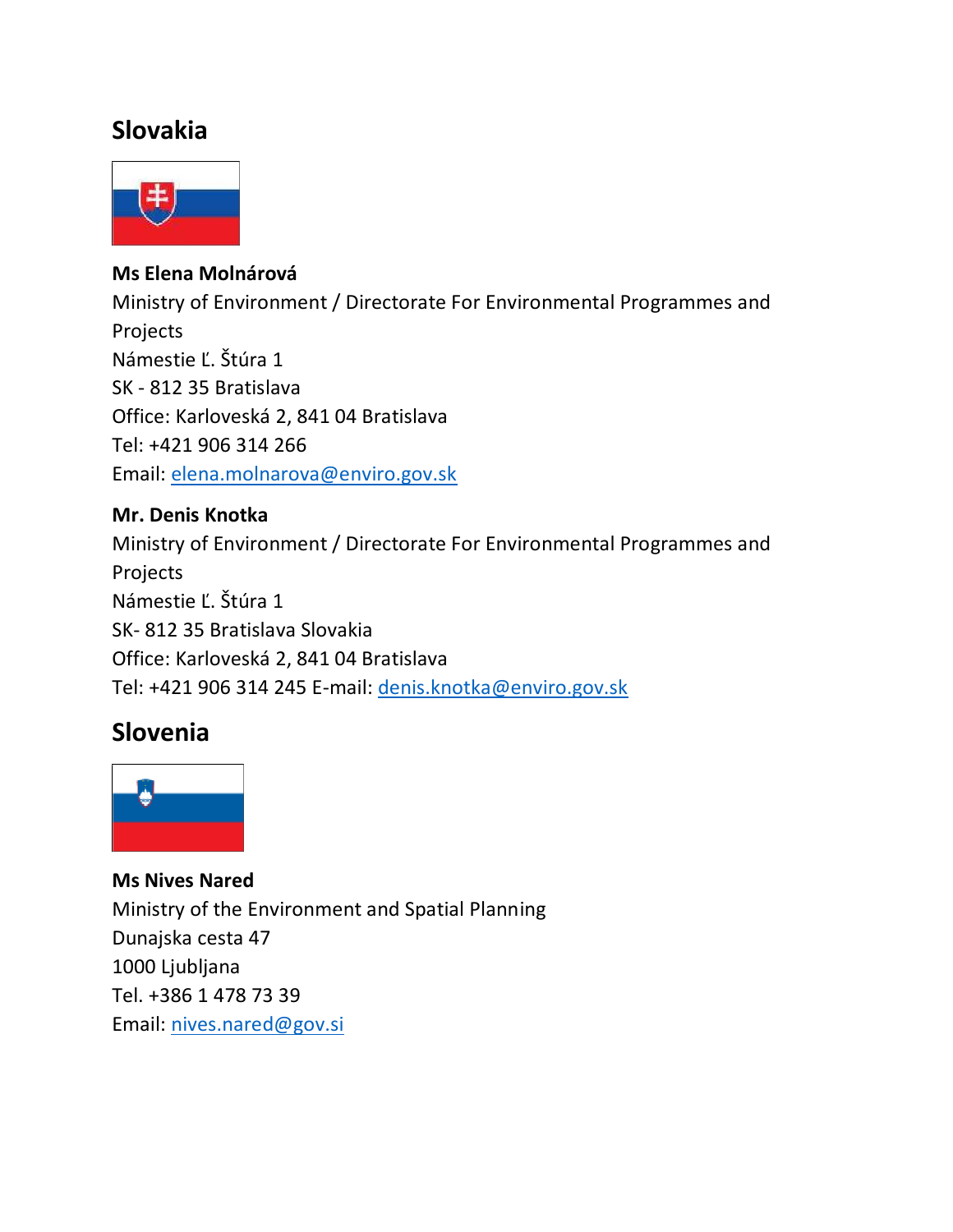## Slovakia

**Ms Elena Molnárová**
Ministry of Environment / Directorate For Environmental Programmes and Projects
Námestie Ľ. Štúra 1
SK - 812 35 Bratislava
Office: Karloveská 2, 841 04 Bratislava
Tel: +421 906 314 266
Email: elena.molnarova@enviro.gov.sk

**Mr. Denis Knotka**
Ministry of Environment / Directorate For Environmental Programmes and Projects
Námestie Ľ. Štúra 1
SK- 812 35 Bratislava Slovakia
Office: Karloveská 2, 841 04 Bratislava
Tel: +421 906 314 245 E-mail: denis.knotka@enviro.gov.sk

## Slovenia

**Ms Nives Nared**
Ministry of the Environment and Spatial Planning
Dunajska cesta 47
1000 Ljubljana
Tel. +386 1 478 73 39
Email: nives.nared@gov.si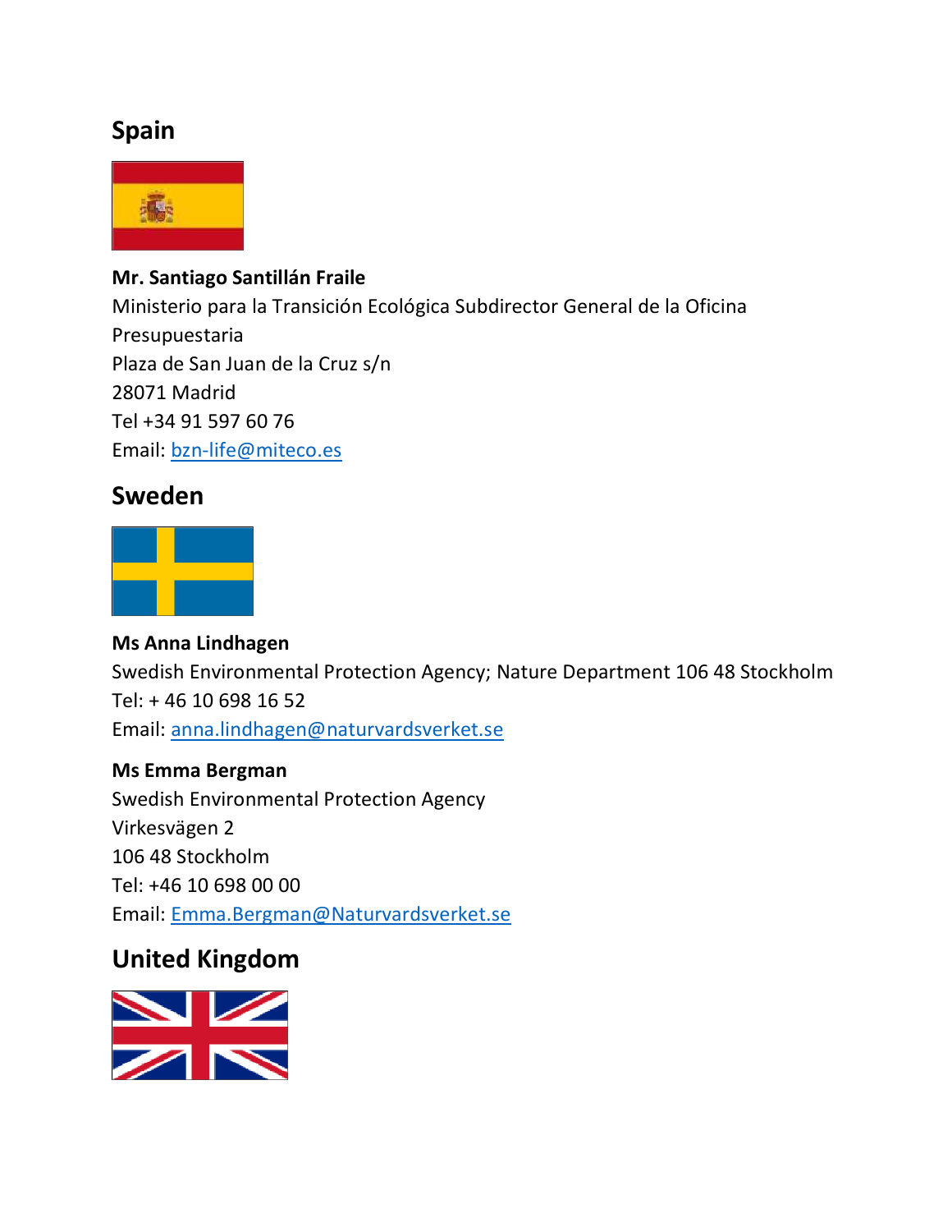## Spain

**Mr. Santiago Santillán Fraile**
Ministerio para la Transición Ecológica Subdirector General de la Oficina Presupuestaria
Plaza de San Juan de la Cruz s/n
28071 Madrid
Tel +34 91 597 60 76
Email: bzn-life@miteco.es

## Sweden

**Ms Anna Lindhagen**
Swedish Environmental Protection Agency; Nature Department 106 48 Stockholm
Tel: + 46 10 698 16 52
Email: anna.lindhagen@naturvardsverket.se

**Ms Emma Bergman**
Swedish Environmental Protection Agency
Virkesvägen 2
106 48 Stockholm
Tel: +46 10 698 00 00
Email: Emma.Bergman@Naturvardsverket.se

## United Kingdom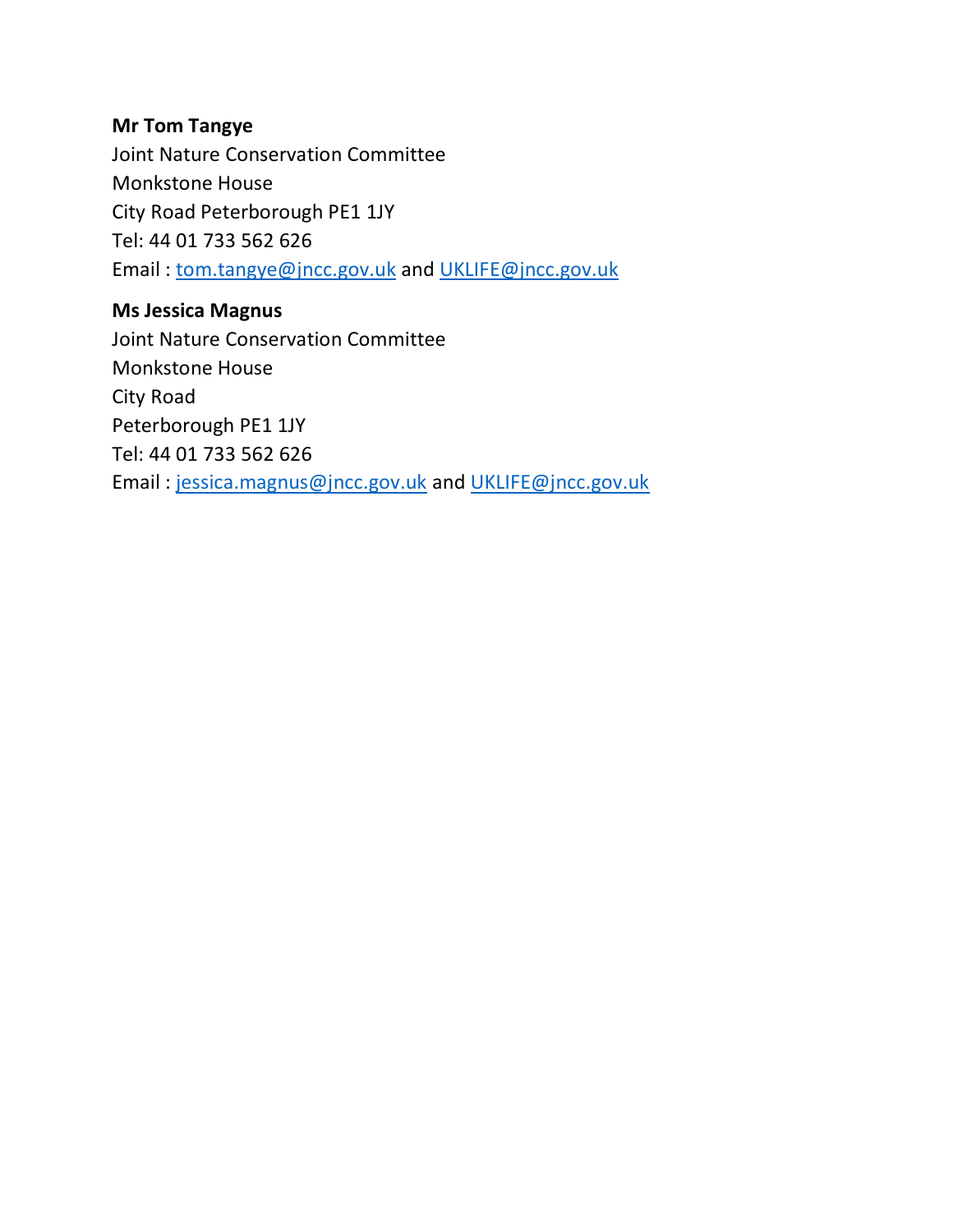**Mr Tom Tangye**
Joint Nature Conservation Committee
Monkstone House
City Road Peterborough PE1 1JY
Tel: 44 01 733 562 626
Email : tom.tangye@jncc.gov.uk and UKLIFE@jncc.gov.uk

**Ms Jessica Magnus**
Joint Nature Conservation Committee
Monkstone House
City Road
Peterborough PE1 1JY
Tel: 44 01 733 562 626
Email : jessica.magnus@jncc.gov.uk and UKLIFE@jncc.gov.uk